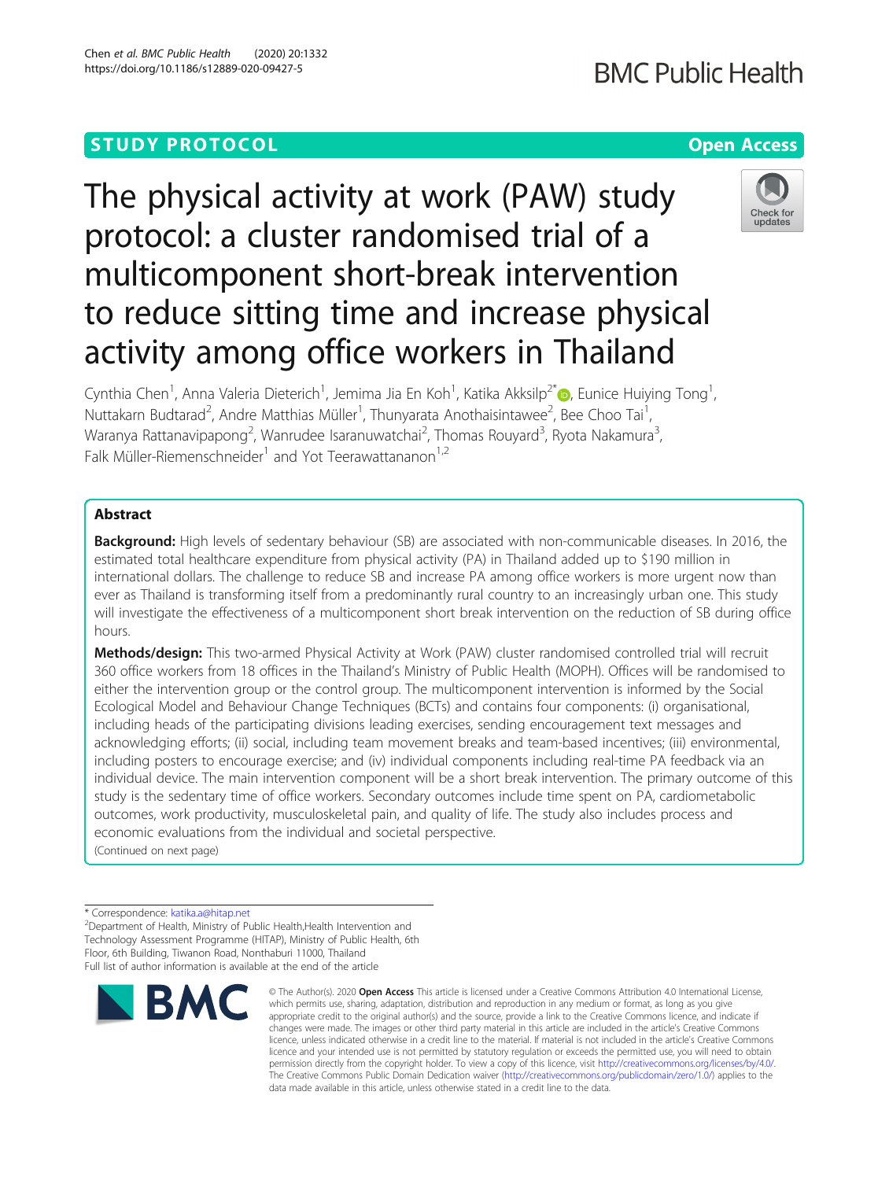STUDY PROTOCOL

Open Access

# The physical activity at work (PAW) study protocol: a cluster randomised trial of a multicomponent short-break intervention to reduce sitting time and increase physical activity among office workers in Thailand

Cynthia Chen[1], Anna Valeria Dieterich[1], Jemima Jia En Koh[1], Katika Akksilp[2*], Eunice Huiying Tong[1], Nuttakarn Budtarad[2], Andre Matthias Müller[1], Thunyarata Anothaisintawee[2], Bee Choo Tai[1], Waranya Rattanavipapong[2], Wanrudee Isaranuwatchai[2], Thomas Rouyard[3], Ryota Nakamura[3], Falk Müller-Riemenschneider[1] and Yot Teerawattananon[1,2]

## Abstract

**Background:** High levels of sedentary behaviour (SB) are associated with non-communicable diseases. In 2016, the estimated total healthcare expenditure from physical activity (PA) in Thailand added up to $190 million in international dollars. The challenge to reduce SB and increase PA among office workers is more urgent now than ever as Thailand is transforming itself from a predominantly rural country to an increasingly urban one. This study will investigate the effectiveness of a multicomponent short break intervention on the reduction of SB during office hours.

**Methods/design:** This two-armed Physical Activity at Work (PAW) cluster randomised controlled trial will recruit 360 office workers from 18 offices in the Thailand's Ministry of Public Health (MOPH). Offices will be randomised to either the intervention group or the control group. The multicomponent intervention is informed by the Social Ecological Model and Behaviour Change Techniques (BCTs) and contains four components: (i) organisational, including heads of the participating divisions leading exercises, sending encouragement text messages and acknowledging efforts; (ii) social, including team movement breaks and team-based incentives; (iii) environmental, including posters to encourage exercise; and (iv) individual components including real-time PA feedback via an individual device. The main intervention component will be a short break intervention. The primary outcome of this study is the sedentary time of office workers. Secondary outcomes include time spent on PA, cardiometabolic outcomes, work productivity, musculoskeletal pain, and quality of life. The study also includes process and economic evaluations from the individual and societal perspective.

(Continued on next page)

* Correspondence: katika.a@hitap.net

[2]Department of Health, Ministry of Public Health,Health Intervention and Technology Assessment Programme (HITAP), Ministry of Public Health, 6th Floor, 6th Building, Tiwanon Road, Nonthaburi 11000, Thailand

Full list of author information is available at the end of the article

© The Author(s). 2020 **Open Access** This article is licensed under a Creative Commons Attribution 4.0 International License, which permits use, sharing, adaptation, distribution and reproduction in any medium or format, as long as you give appropriate credit to the original author(s) and the source, provide a link to the Creative Commons licence, and indicate if changes were made. The images or other third party material in this article are included in the article's Creative Commons licence, unless indicated otherwise in a credit line to the material. If material is not included in the article's Creative Commons licence and your intended use is not permitted by statutory regulation or exceeds the permitted use, you will need to obtain permission directly from the copyright holder. To view a copy of this licence, visit http://creativecommons.org/licenses/by/4.0/. The Creative Commons Public Domain Dedication waiver (http://creativecommons.org/publicdomain/zero/1.0/) applies to the data made available in this article, unless otherwise stated in a credit line to the data.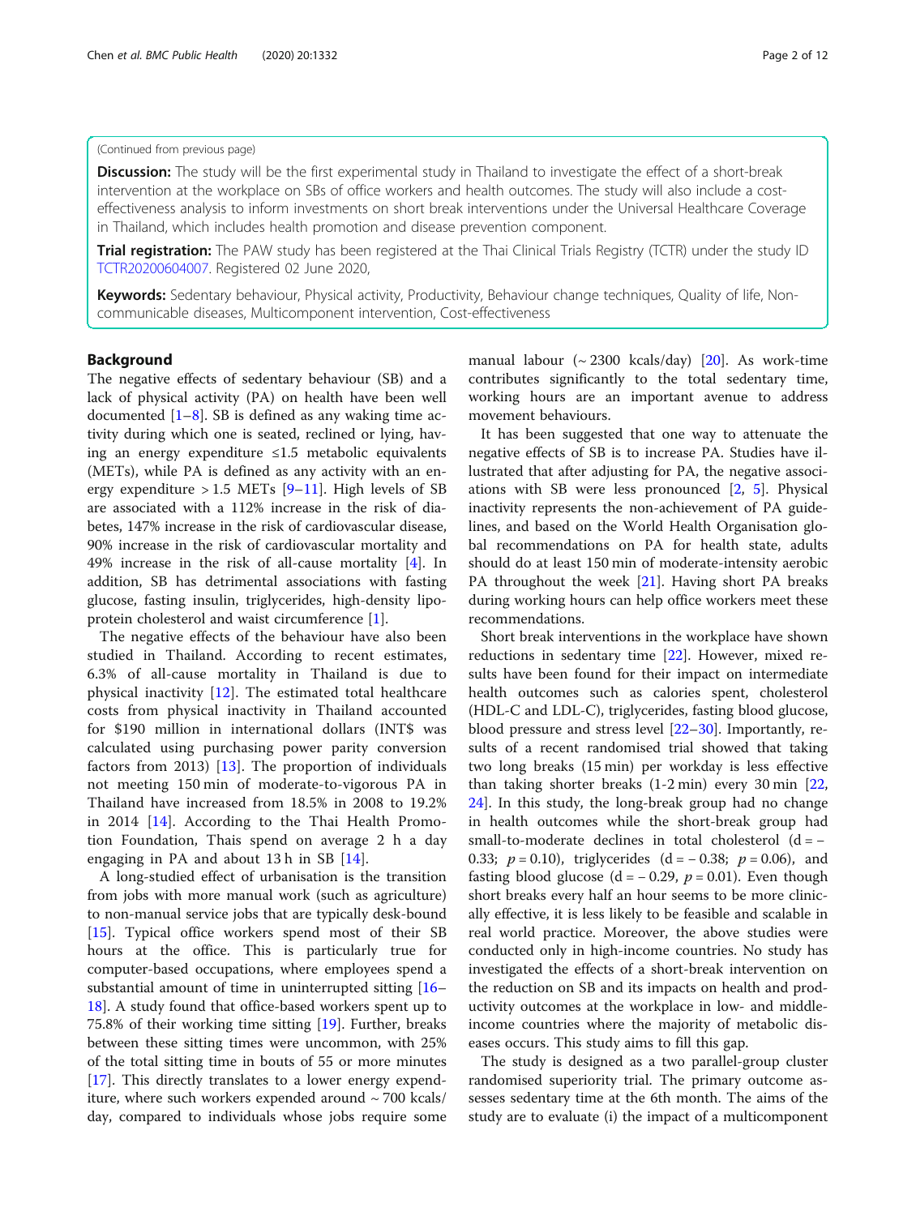(Continued from previous page)

**Discussion:** The study will be the first experimental study in Thailand to investigate the effect of a short-break intervention at the workplace on SBs of office workers and health outcomes. The study will also include a cost-effectiveness analysis to inform investments on short break interventions under the Universal Healthcare Coverage in Thailand, which includes health promotion and disease prevention component.

**Trial registration:** The PAW study has been registered at the Thai Clinical Trials Registry (TCTR) under the study ID TCTR20200604007. Registered 02 June 2020,

**Keywords:** Sedentary behaviour, Physical activity, Productivity, Behaviour change techniques, Quality of life, Non-communicable diseases, Multicomponent intervention, Cost-effectiveness

## Background

The negative effects of sedentary behaviour (SB) and a lack of physical activity (PA) on health have been well documented [1–8]. SB is defined as any waking time activity during which one is seated, reclined or lying, having an energy expenditure ≤1.5 metabolic equivalents (METs), while PA is defined as any activity with an energy expenditure > 1.5 METs [9–11]. High levels of SB are associated with a 112% increase in the risk of diabetes, 147% increase in the risk of cardiovascular disease, 90% increase in the risk of cardiovascular mortality and 49% increase in the risk of all-cause mortality [4]. In addition, SB has detrimental associations with fasting glucose, fasting insulin, triglycerides, high-density lipoprotein cholesterol and waist circumference [1].

The negative effects of the behaviour have also been studied in Thailand. According to recent estimates, 6.3% of all-cause mortality in Thailand is due to physical inactivity [12]. The estimated total healthcare costs from physical inactivity in Thailand accounted for $190 million in international dollars (INT$ was calculated using purchasing power parity conversion factors from 2013) [13]. The proportion of individuals not meeting 150 min of moderate-to-vigorous PA in Thailand have increased from 18.5% in 2008 to 19.2% in 2014 [14]. According to the Thai Health Promotion Foundation, Thais spend on average 2 h a day engaging in PA and about 13 h in SB [14].

A long-studied effect of urbanisation is the transition from jobs with more manual work (such as agriculture) to non-manual service jobs that are typically desk-bound [15]. Typical office workers spend most of their SB hours at the office. This is particularly true for computer-based occupations, where employees spend a substantial amount of time in uninterrupted sitting [16–18]. A study found that office-based workers spent up to 75.8% of their working time sitting [19]. Further, breaks between these sitting times were uncommon, with 25% of the total sitting time in bouts of 55 or more minutes [17]. This directly translates to a lower energy expenditure, where such workers expended around ~ 700 kcals/day, compared to individuals whose jobs require some manual labour (~ 2300 kcals/day) [20]. As work-time contributes significantly to the total sedentary time, working hours are an important avenue to address movement behaviours.

It has been suggested that one way to attenuate the negative effects of SB is to increase PA. Studies have illustrated that after adjusting for PA, the negative associations with SB were less pronounced [2, 5]. Physical inactivity represents the non-achievement of PA guidelines, and based on the World Health Organisation global recommendations on PA for health state, adults should do at least 150 min of moderate-intensity aerobic PA throughout the week [21]. Having short PA breaks during working hours can help office workers meet these recommendations.

Short break interventions in the workplace have shown reductions in sedentary time [22]. However, mixed results have been found for their impact on intermediate health outcomes such as calories spent, cholesterol (HDL-C and LDL-C), triglycerides, fasting blood glucose, blood pressure and stress level [22–30]. Importantly, results of a recent randomised trial showed that taking two long breaks (15 min) per workday is less effective than taking shorter breaks (1-2 min) every 30 min [22, 24]. In this study, the long-break group had no change in health outcomes while the short-break group had small-to-moderate declines in total cholesterol ($d = -0.33$; $p = 0.10$), triglycerides ($d = -0.38$; $p = 0.06$), and fasting blood glucose ($d = -0.29$, $p = 0.01$). Even though short breaks every half an hour seems to be more clinically effective, it is less likely to be feasible and scalable in real world practice. Moreover, the above studies were conducted only in high-income countries. No study has investigated the effects of a short-break intervention on the reduction on SB and its impacts on health and productivity outcomes at the workplace in low- and middle-income countries where the majority of metabolic diseases occurs. This study aims to fill this gap.

The study is designed as a two parallel-group cluster randomised superiority trial. The primary outcome assesses sedentary time at the 6th month. The aims of the study are to evaluate (i) the impact of a multicomponent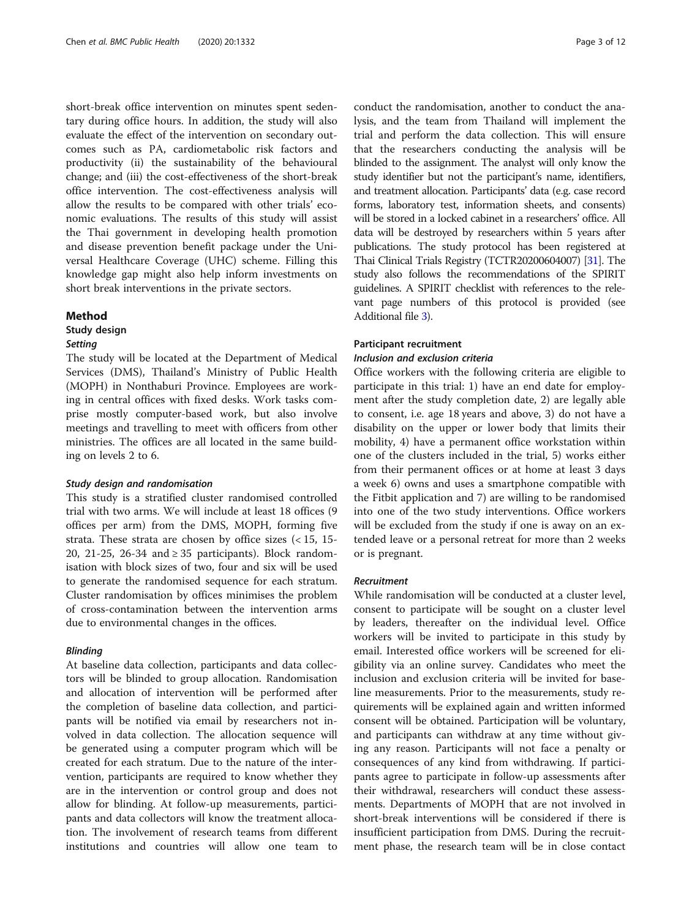short-break office intervention on minutes spent sedentary during office hours. In addition, the study will also evaluate the effect of the intervention on secondary outcomes such as PA, cardiometabolic risk factors and productivity (ii) the sustainability of the behavioural change; and (iii) the cost-effectiveness of the short-break office intervention. The cost-effectiveness analysis will allow the results to be compared with other trials' economic evaluations. The results of this study will assist the Thai government in developing health promotion and disease prevention benefit package under the Universal Healthcare Coverage (UHC) scheme. Filling this knowledge gap might also help inform investments on short break interventions in the private sectors.

## Method

### Study design

#### *Setting*

The study will be located at the Department of Medical Services (DMS), Thailand's Ministry of Public Health (MOPH) in Nonthaburi Province. Employees are working in central offices with fixed desks. Work tasks comprise mostly computer-based work, but also involve meetings and travelling to meet with officers from other ministries. The offices are all located in the same building on levels 2 to 6.

#### *Study design and randomisation*

This study is a stratified cluster randomised controlled trial with two arms. We will include at least 18 offices (9 offices per arm) from the DMS, MOPH, forming five strata. These strata are chosen by office sizes (< 15, 15-20, 21-25, 26-34 and ≥ 35 participants). Block randomisation with block sizes of two, four and six will be used to generate the randomised sequence for each stratum. Cluster randomisation by offices minimises the problem of cross-contamination between the intervention arms due to environmental changes in the offices.

#### *Blinding*

At baseline data collection, participants and data collectors will be blinded to group allocation. Randomisation and allocation of intervention will be performed after the completion of baseline data collection, and participants will be notified via email by researchers not involved in data collection. The allocation sequence will be generated using a computer program which will be created for each stratum. Due to the nature of the intervention, participants are required to know whether they are in the intervention or control group and does not allow for blinding. At follow-up measurements, participants and data collectors will know the treatment allocation. The involvement of research teams from different institutions and countries will allow one team to conduct the randomisation, another to conduct the analysis, and the team from Thailand will implement the trial and perform the data collection. This will ensure that the researchers conducting the analysis will be blinded to the assignment. The analyst will only know the study identifier but not the participant's name, identifiers, and treatment allocation. Participants' data (e.g. case record forms, laboratory test, information sheets, and consents) will be stored in a locked cabinet in a researchers' office. All data will be destroyed by researchers within 5 years after publications. The study protocol has been registered at Thai Clinical Trials Registry (TCTR20200604007) [31]. The study also follows the recommendations of the SPIRIT guidelines. A SPIRIT checklist with references to the relevant page numbers of this protocol is provided (see Additional file 3).

### Participant recruitment

#### *Inclusion and exclusion criteria*

Office workers with the following criteria are eligible to participate in this trial: 1) have an end date for employment after the study completion date, 2) are legally able to consent, i.e. age 18 years and above, 3) do not have a disability on the upper or lower body that limits their mobility, 4) have a permanent office workstation within one of the clusters included in the trial, 5) works either from their permanent offices or at home at least 3 days a week 6) owns and uses a smartphone compatible with the Fitbit application and 7) are willing to be randomised into one of the two study interventions. Office workers will be excluded from the study if one is away on an extended leave or a personal retreat for more than 2 weeks or is pregnant.

#### *Recruitment*

While randomisation will be conducted at a cluster level, consent to participate will be sought on a cluster level by leaders, thereafter on the individual level. Office workers will be invited to participate in this study by email. Interested office workers will be screened for eligibility via an online survey. Candidates who meet the inclusion and exclusion criteria will be invited for baseline measurements. Prior to the measurements, study requirements will be explained again and written informed consent will be obtained. Participation will be voluntary, and participants can withdraw at any time without giving any reason. Participants will not face a penalty or consequences of any kind from withdrawing. If participants agree to participate in follow-up assessments after their withdrawal, researchers will conduct these assessments. Departments of MOPH that are not involved in short-break interventions will be considered if there is insufficient participation from DMS. During the recruitment phase, the research team will be in close contact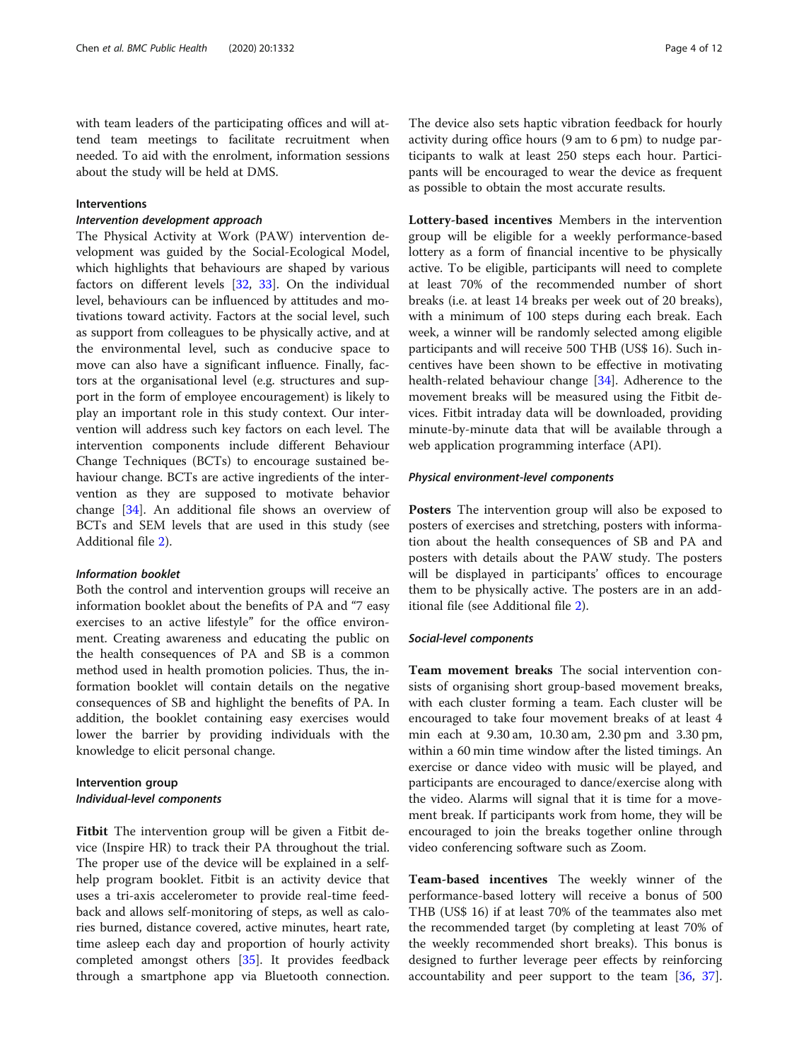with team leaders of the participating offices and will attend team meetings to facilitate recruitment when needed. To aid with the enrolment, information sessions about the study will be held at DMS.

## Interventions

### *Intervention development approach*

The Physical Activity at Work (PAW) intervention development was guided by the Social-Ecological Model, which highlights that behaviours are shaped by various factors on different levels [32, 33]. On the individual level, behaviours can be influenced by attitudes and motivations toward activity. Factors at the social level, such as support from colleagues to be physically active, and at the environmental level, such as conducive space to move can also have a significant influence. Finally, factors at the organisational level (e.g. structures and support in the form of employee encouragement) is likely to play an important role in this study context. Our intervention will address such key factors on each level. The intervention components include different Behaviour Change Techniques (BCTs) to encourage sustained behaviour change. BCTs are active ingredients of the intervention as they are supposed to motivate behavior change [34]. An additional file shows an overview of BCTs and SEM levels that are used in this study (see Additional file 2).

### *Information booklet*

Both the control and intervention groups will receive an information booklet about the benefits of PA and "7 easy exercises to an active lifestyle" for the office environment. Creating awareness and educating the public on the health consequences of PA and SB is a common method used in health promotion policies. Thus, the information booklet will contain details on the negative consequences of SB and highlight the benefits of PA. In addition, the booklet containing easy exercises would lower the barrier by providing individuals with the knowledge to elicit personal change.

## Intervention group

### *Individual-level components*

**Fitbit** The intervention group will be given a Fitbit device (Inspire HR) to track their PA throughout the trial. The proper use of the device will be explained in a self-help program booklet. Fitbit is an activity device that uses a tri-axis accelerometer to provide real-time feedback and allows self-monitoring of steps, as well as calories burned, distance covered, active minutes, heart rate, time asleep each day and proportion of hourly activity completed amongst others [35]. It provides feedback through a smartphone app via Bluetooth connection. The device also sets haptic vibration feedback for hourly activity during office hours (9 am to 6 pm) to nudge participants to walk at least 250 steps each hour. Participants will be encouraged to wear the device as frequent as possible to obtain the most accurate results.

**Lottery-based incentives** Members in the intervention group will be eligible for a weekly performance-based lottery as a form of financial incentive to be physically active. To be eligible, participants will need to complete at least 70% of the recommended number of short breaks (i.e. at least 14 breaks per week out of 20 breaks), with a minimum of 100 steps during each break. Each week, a winner will be randomly selected among eligible participants and will receive 500 THB (US$ 16). Such incentives have been shown to be effective in motivating health-related behaviour change [34]. Adherence to the movement breaks will be measured using the Fitbit devices. Fitbit intraday data will be downloaded, providing minute-by-minute data that will be available through a web application programming interface (API).

### *Physical environment-level components*

**Posters** The intervention group will also be exposed to posters of exercises and stretching, posters with information about the health consequences of SB and PA and posters with details about the PAW study. The posters will be displayed in participants' offices to encourage them to be physically active. The posters are in an additional file (see Additional file 2).

### *Social-level components*

**Team movement breaks** The social intervention consists of organising short group-based movement breaks, with each cluster forming a team. Each cluster will be encouraged to take four movement breaks of at least 4 min each at 9.30 am, 10.30 am, 2.30 pm and 3.30 pm, within a 60 min time window after the listed timings. An exercise or dance video with music will be played, and participants are encouraged to dance/exercise along with the video. Alarms will signal that it is time for a movement break. If participants work from home, they will be encouraged to join the breaks together online through video conferencing software such as Zoom.

**Team-based incentives** The weekly winner of the performance-based lottery will receive a bonus of 500 THB (US$ 16) if at least 70% of the teammates also met the recommended target (by completing at least 70% of the weekly recommended short breaks). This bonus is designed to further leverage peer effects by reinforcing accountability and peer support to the team [36, 37].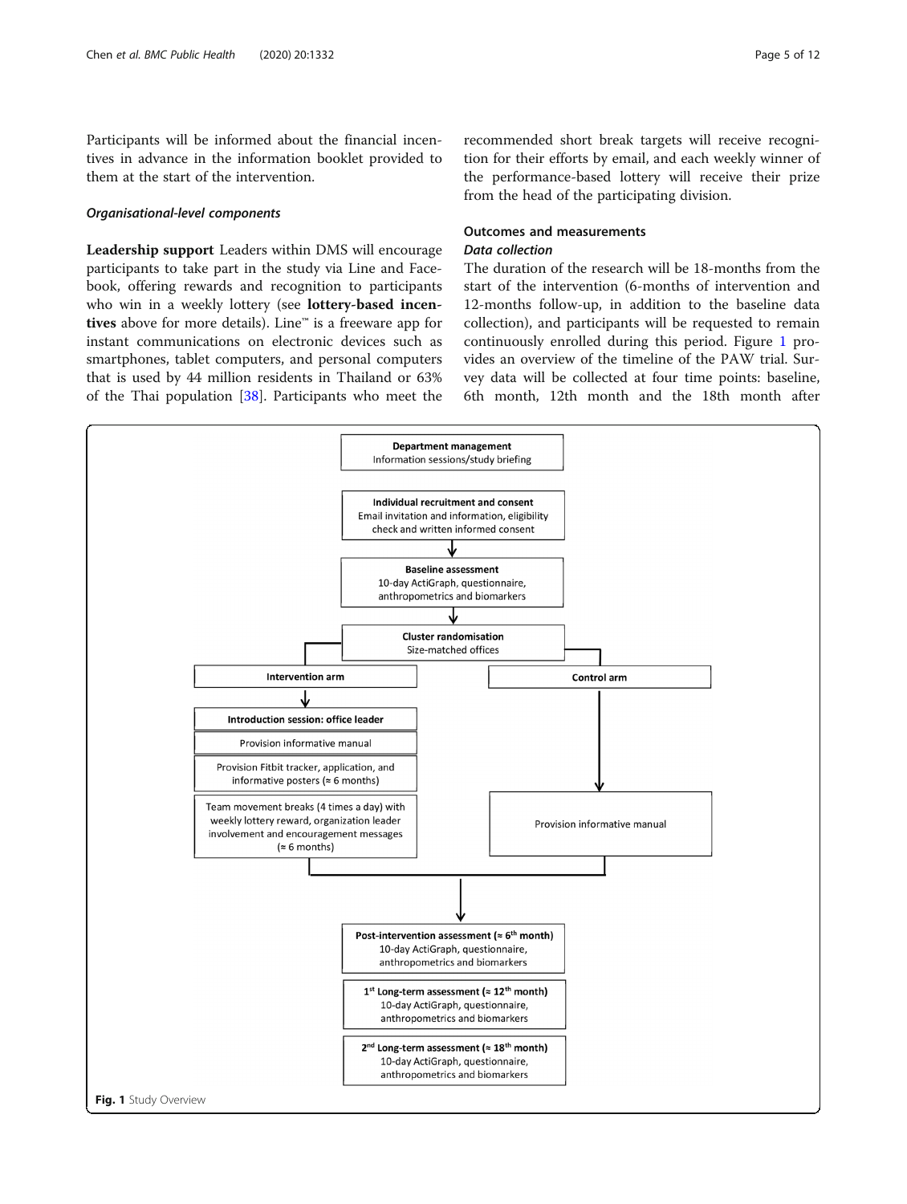Participants will be informed about the financial incentives in advance in the information booklet provided to them at the start of the intervention.

### *Organisational-level components*

**Leadership support** Leaders within DMS will encourage participants to take part in the study via Line and Facebook, offering rewards and recognition to participants who win in a weekly lottery (see **lottery-based incentives** above for more details). Line™ is a freeware app for instant communications on electronic devices such as smartphones, tablet computers, and personal computers that is used by 44 million residents in Thailand or 63% of the Thai population [38]. Participants who meet the recommended short break targets will receive recognition for their efforts by email, and each weekly winner of the performance-based lottery will receive their prize from the head of the participating division.

## Outcomes and measurements

### *Data collection*

The duration of the research will be 18-months from the start of the intervention (6-months of intervention and 12-months follow-up, in addition to the baseline data collection), and participants will be requested to remain continuously enrolled during this period. Figure 1 provides an overview of the timeline of the PAW trial. Survey data will be collected at four time points: baseline, 6th month, 12th month and the 18th month after

**Department management**
Information sessions/study briefing

**Individual recruitment and consent**
Email invitation and information, eligibility check and written informed consent

**Baseline assessment**
10-day ActiGraph, questionnaire, anthropometrics and biomarkers

**Cluster randomisation**
Size-matched offices

**Intervention arm**

- **Introduction session: office leader**
- Provision informative manual
- Provision Fitbit tracker, application, and informative posters (≈ 6 months)
- Team movement breaks (4 times a day) with weekly lottery reward, organization leader involvement and encouragement messages (≈ 6 months)

**Control arm**

- Provision informative manual

**Post-intervention assessment (≈ 6th month)**
10-day ActiGraph, questionnaire, anthropometrics and biomarkers

**1st Long-term assessment (≈ 12th month)**
10-day ActiGraph, questionnaire, anthropometrics and biomarkers

**2nd Long-term assessment (≈ 18th month)**
10-day ActiGraph, questionnaire, anthropometrics and biomarkers

**Fig. 1** Study Overview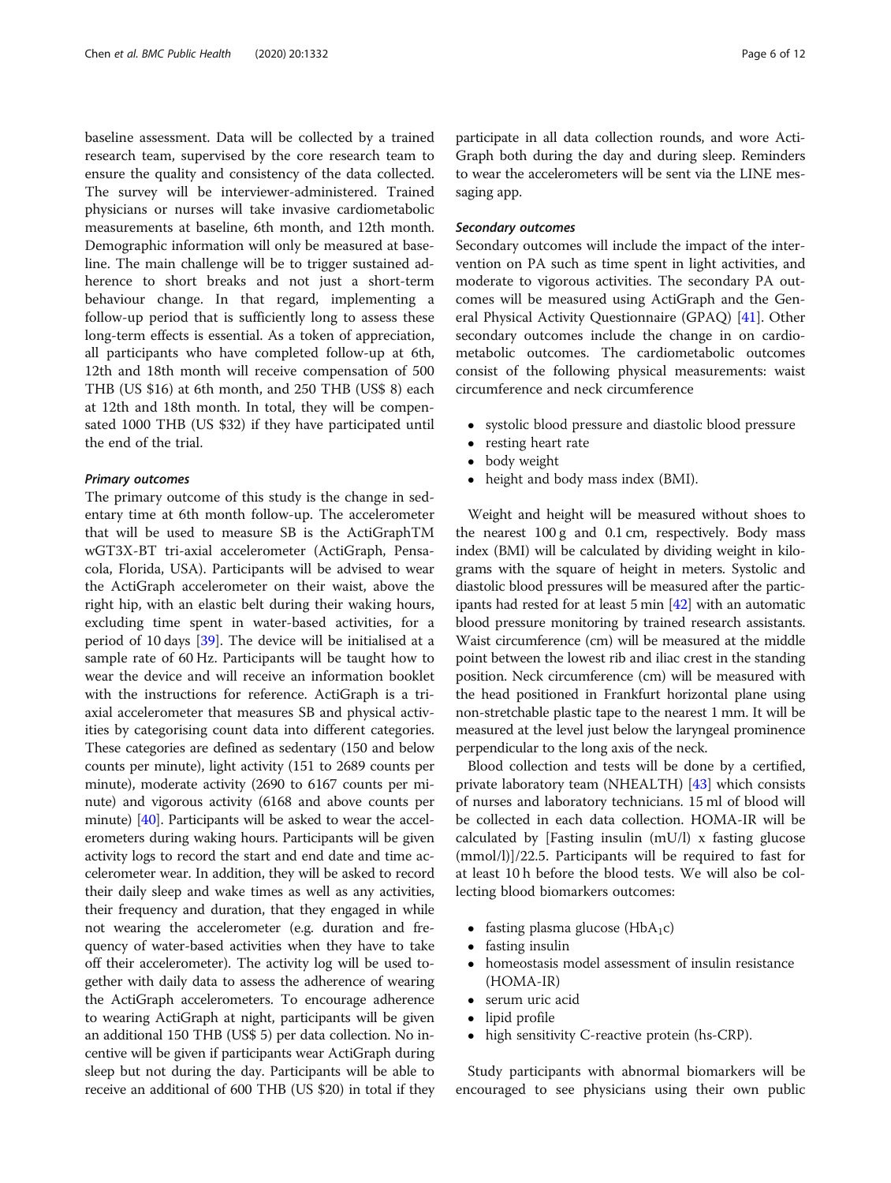baseline assessment. Data will be collected by a trained research team, supervised by the core research team to ensure the quality and consistency of the data collected. The survey will be interviewer-administered. Trained physicians or nurses will take invasive cardiometabolic measurements at baseline, 6th month, and 12th month. Demographic information will only be measured at baseline. The main challenge will be to trigger sustained adherence to short breaks and not just a short-term behaviour change. In that regard, implementing a follow-up period that is sufficiently long to assess these long-term effects is essential. As a token of appreciation, all participants who have completed follow-up at 6th, 12th and 18th month will receive compensation of 500 THB (US \$16) at 6th month, and 250 THB (US\$ 8) each at 12th and 18th month. In total, they will be compensated 1000 THB (US \$32) if they have participated until the end of the trial.

#### Primary outcomes

The primary outcome of this study is the change in sedentary time at 6th month follow-up. The accelerometer that will be used to measure SB is the ActiGraphTM wGT3X-BT tri-axial accelerometer (ActiGraph, Pensacola, Florida, USA). Participants will be advised to wear the ActiGraph accelerometer on their waist, above the right hip, with an elastic belt during their waking hours, excluding time spent in water-based activities, for a period of 10 days [39]. The device will be initialised at a sample rate of 60 Hz. Participants will be taught how to wear the device and will receive an information booklet with the instructions for reference. ActiGraph is a tri-axial accelerometer that measures SB and physical activities by categorising count data into different categories. These categories are defined as sedentary (150 and below counts per minute), light activity (151 to 2689 counts per minute), moderate activity (2690 to 6167 counts per minute) and vigorous activity (6168 and above counts per minute) [40]. Participants will be asked to wear the accelerometers during waking hours. Participants will be given activity logs to record the start and end date and time accelerometer wear. In addition, they will be asked to record their daily sleep and wake times as well as any activities, their frequency and duration, that they engaged in while not wearing the accelerometer (e.g. duration and frequency of water-based activities when they have to take off their accelerometer). The activity log will be used together with daily data to assess the adherence of wearing the ActiGraph accelerometers. To encourage adherence to wearing ActiGraph at night, participants will be given an additional 150 THB (US\$ 5) per data collection. No incentive will be given if participants wear ActiGraph during sleep but not during the day. Participants will be able to receive an additional of 600 THB (US \$20) in total if they participate in all data collection rounds, and wore ActiGraph both during the day and during sleep. Reminders to wear the accelerometers will be sent via the LINE messaging app.

#### Secondary outcomes

Secondary outcomes will include the impact of the intervention on PA such as time spent in light activities, and moderate to vigorous activities. The secondary PA outcomes will be measured using ActiGraph and the General Physical Activity Questionnaire (GPAQ) [41]. Other secondary outcomes include the change in on cardiometabolic outcomes. The cardiometabolic outcomes consist of the following physical measurements: waist circumference and neck circumference

- systolic blood pressure and diastolic blood pressure
- resting heart rate
- body weight
- height and body mass index (BMI).

Weight and height will be measured without shoes to the nearest 100 g and 0.1 cm, respectively. Body mass index (BMI) will be calculated by dividing weight in kilograms with the square of height in meters. Systolic and diastolic blood pressures will be measured after the participants had rested for at least 5 min [42] with an automatic blood pressure monitoring by trained research assistants. Waist circumference (cm) will be measured at the middle point between the lowest rib and iliac crest in the standing position. Neck circumference (cm) will be measured with the head positioned in Frankfurt horizontal plane using non-stretchable plastic tape to the nearest 1 mm. It will be measured at the level just below the laryngeal prominence perpendicular to the long axis of the neck.

Blood collection and tests will be done by a certified, private laboratory team (NHEALTH) [43] which consists of nurses and laboratory technicians. 15 ml of blood will be collected in each data collection. HOMA-IR will be calculated by [Fasting insulin (mU/l) x fasting glucose (mmol/l)]/22.5. Participants will be required to fast for at least 10 h before the blood tests. We will also be collecting blood biomarkers outcomes:

- fasting plasma glucose ($HbA_1c$)
- fasting insulin
- homeostasis model assessment of insulin resistance (HOMA-IR)
- serum uric acid
- lipid profile
- high sensitivity C-reactive protein (hs-CRP).

Study participants with abnormal biomarkers will be encouraged to see physicians using their own public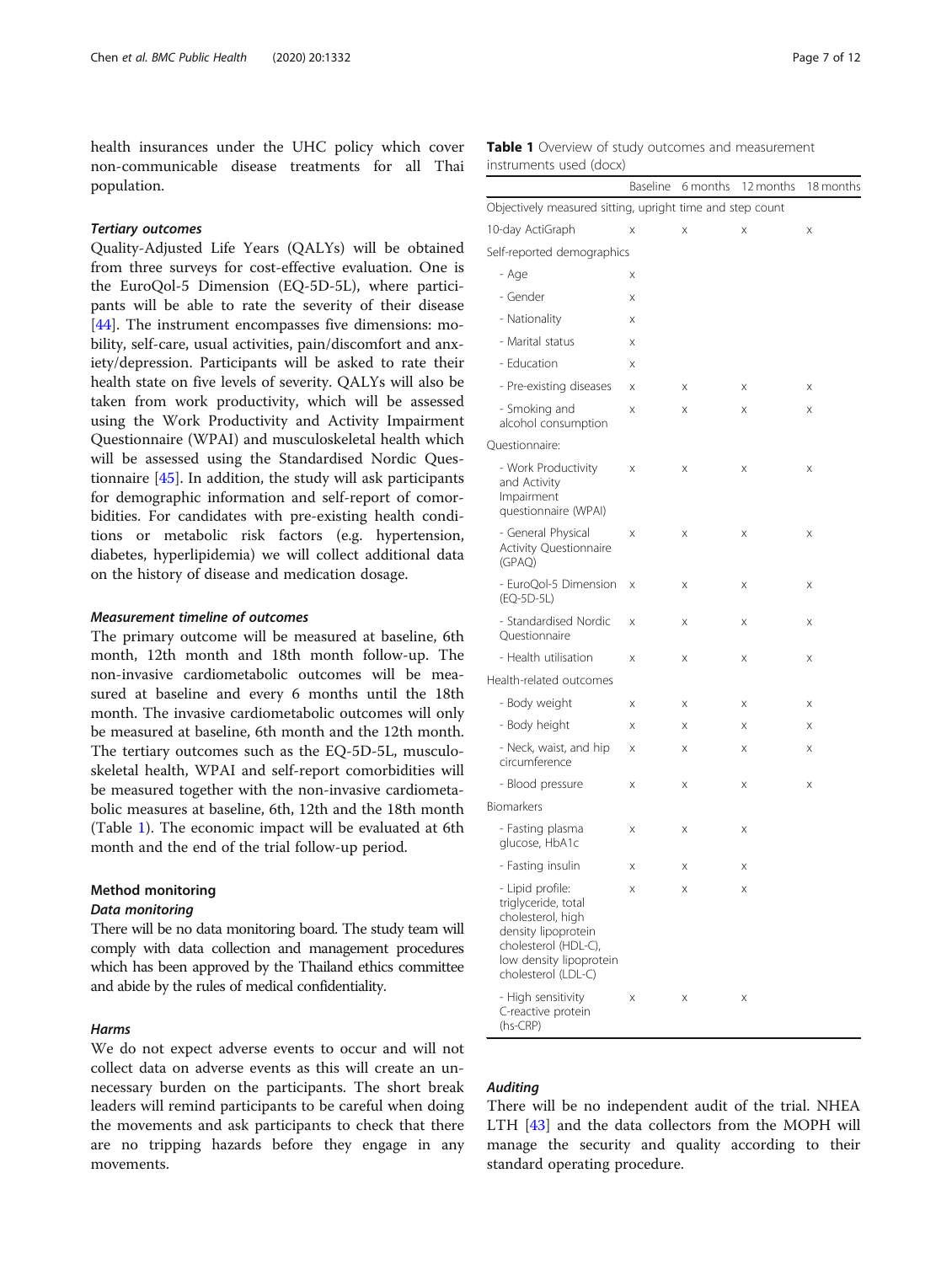health insurances under the UHC policy which cover non-communicable disease treatments for all Thai population.

#### *Tertiary outcomes*

Quality-Adjusted Life Years (QALYs) will be obtained from three surveys for cost-effective evaluation. One is the EuroQol-5 Dimension (EQ-5D-5L), where participants will be able to rate the severity of their disease [44]. The instrument encompasses five dimensions: mobility, self-care, usual activities, pain/discomfort and anxiety/depression. Participants will be asked to rate their health state on five levels of severity. QALYs will also be taken from work productivity, which will be assessed using the Work Productivity and Activity Impairment Questionnaire (WPAI) and musculoskeletal health which will be assessed using the Standardised Nordic Questionnaire [45]. In addition, the study will ask participants for demographic information and self-report of comorbidities. For candidates with pre-existing health conditions or metabolic risk factors (e.g. hypertension, diabetes, hyperlipidemia) we will collect additional data on the history of disease and medication dosage.

#### *Measurement timeline of outcomes*

The primary outcome will be measured at baseline, 6th month, 12th month and 18th month follow-up. The non-invasive cardiometabolic outcomes will be measured at baseline and every 6 months until the 18th month. The invasive cardiometabolic outcomes will only be measured at baseline, 6th month and the 12th month. The tertiary outcomes such as the EQ-5D-5L, musculoskeletal health, WPAI and self-report comorbidities will be measured together with the non-invasive cardiometabolic measures at baseline, 6th, 12th and the 18th month (Table 1). The economic impact will be evaluated at 6th month and the end of the trial follow-up period.

### Method monitoring

#### *Data monitoring*

There will be no data monitoring board. The study team will comply with data collection and management procedures which has been approved by the Thailand ethics committee and abide by the rules of medical confidentiality.

#### *Harms*

We do not expect adverse events to occur and will not collect data on adverse events as this will create an unnecessary burden on the participants. The short break leaders will remind participants to be careful when doing the movements and ask participants to check that there are no tripping hazards before they engage in any movements.

**Table 1** Overview of study outcomes and measurement instruments used (docx)

| | Baseline | 6 months | 12 months | 18 months |
|---|---|---|---|---|
| Objectively measured sitting, upright time and step count | | | | |
| 10-day ActiGraph | x | x | x | x |
| Self-reported demographics | | | | |
| - Age | x | | | |
| - Gender | x | | | |
| - Nationality | x | | | |
| - Marital status | x | | | |
| - Education | x | | | |
| - Pre-existing diseases | x | x | x | x |
| - Smoking and alcohol consumption | x | x | x | x |
| Questionnaire: | | | | |
| - Work Productivity and Activity Impairment questionnaire (WPAI) | x | x | x | x |
| - General Physical Activity Questionnaire (GPAQ) | x | x | x | x |
| - EuroQol-5 Dimension (EQ-5D-5L) | x | x | x | x |
| - Standardised Nordic Questionnaire | x | x | x | x |
| - Health utilisation | x | x | x | x |
| Health-related outcomes | | | | |
| - Body weight | x | x | x | x |
| - Body height | x | x | x | x |
| - Neck, waist, and hip circumference | x | x | x | x |
| - Blood pressure | x | x | x | x |
| Biomarkers | | | | |
| - Fasting plasma glucose, HbA1c | x | x | x | |
| - Fasting insulin | x | x | x | |
| - Lipid profile: triglyceride, total cholesterol, high density lipoprotein cholesterol (HDL-C), low density lipoprotein cholesterol (LDL-C) | x | x | x | |
| - High sensitivity C-reactive protein (hs-CRP) | x | x | x | |

#### *Auditing*

There will be no independent audit of the trial. NHEA LTH [43] and the data collectors from the MOPH will manage the security and quality according to their standard operating procedure.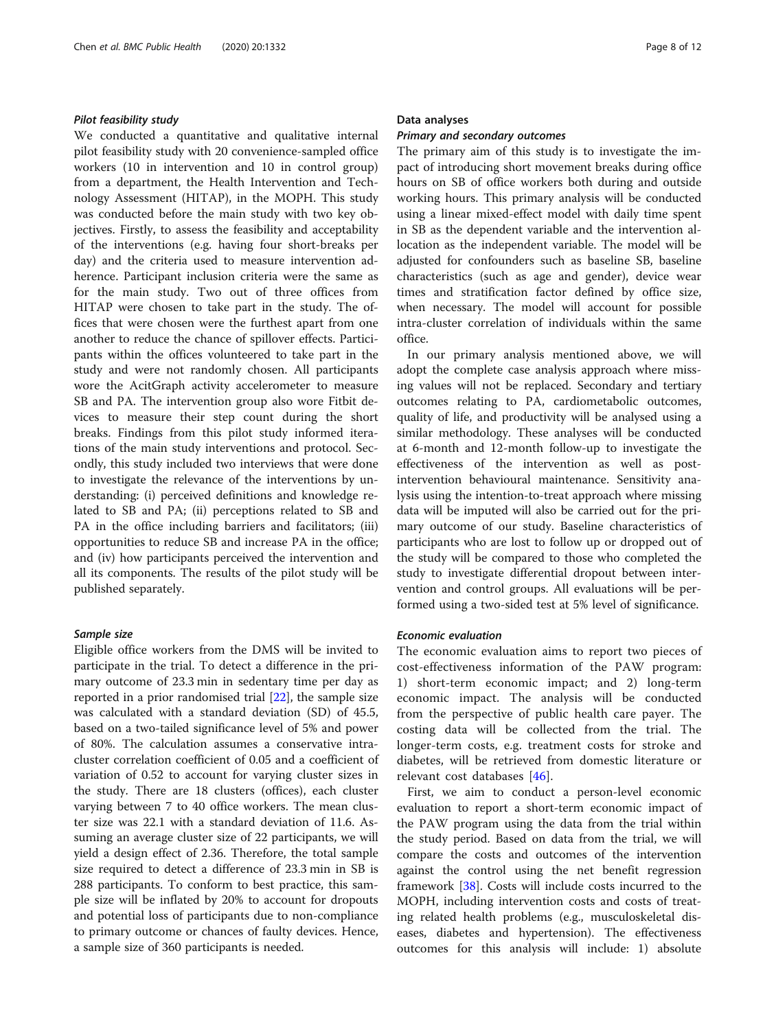### *Pilot feasibility study*

We conducted a quantitative and qualitative internal pilot feasibility study with 20 convenience-sampled office workers (10 in intervention and 10 in control group) from a department, the Health Intervention and Technology Assessment (HITAP), in the MOPH. This study was conducted before the main study with two key objectives. Firstly, to assess the feasibility and acceptability of the interventions (e.g. having four short-breaks per day) and the criteria used to measure intervention adherence. Participant inclusion criteria were the same as for the main study. Two out of three offices from HITAP were chosen to take part in the study. The offices that were chosen were the furthest apart from one another to reduce the chance of spillover effects. Participants within the offices volunteered to take part in the study and were not randomly chosen. All participants wore the AcitGraph activity accelerometer to measure SB and PA. The intervention group also wore Fitbit devices to measure their step count during the short breaks. Findings from this pilot study informed iterations of the main study interventions and protocol. Secondly, this study included two interviews that were done to investigate the relevance of the interventions by understanding: (i) perceived definitions and knowledge related to SB and PA; (ii) perceptions related to SB and PA in the office including barriers and facilitators; (iii) opportunities to reduce SB and increase PA in the office; and (iv) how participants perceived the intervention and all its components. The results of the pilot study will be published separately.

### *Sample size*

Eligible office workers from the DMS will be invited to participate in the trial. To detect a difference in the primary outcome of 23.3 min in sedentary time per day as reported in a prior randomised trial [22], the sample size was calculated with a standard deviation (SD) of 45.5, based on a two-tailed significance level of 5% and power of 80%. The calculation assumes a conservative intra-cluster correlation coefficient of 0.05 and a coefficient of variation of 0.52 to account for varying cluster sizes in the study. There are 18 clusters (offices), each cluster varying between 7 to 40 office workers. The mean cluster size was 22.1 with a standard deviation of 11.6. Assuming an average cluster size of 22 participants, we will yield a design effect of 2.36. Therefore, the total sample size required to detect a difference of 23.3 min in SB is 288 participants. To conform to best practice, this sample size will be inflated by 20% to account for dropouts and potential loss of participants due to non-compliance to primary outcome or chances of faulty devices. Hence, a sample size of 360 participants is needed.

## Data analyses

### *Primary and secondary outcomes*

The primary aim of this study is to investigate the impact of introducing short movement breaks during office hours on SB of office workers both during and outside working hours. This primary analysis will be conducted using a linear mixed-effect model with daily time spent in SB as the dependent variable and the intervention allocation as the independent variable. The model will be adjusted for confounders such as baseline SB, baseline characteristics (such as age and gender), device wear times and stratification factor defined by office size, when necessary. The model will account for possible intra-cluster correlation of individuals within the same office.

In our primary analysis mentioned above, we will adopt the complete case analysis approach where missing values will not be replaced. Secondary and tertiary outcomes relating to PA, cardiometabolic outcomes, quality of life, and productivity will be analysed using a similar methodology. These analyses will be conducted at 6-month and 12-month follow-up to investigate the effectiveness of the intervention as well as post-intervention behavioural maintenance. Sensitivity analysis using the intention-to-treat approach where missing data will be imputed will also be carried out for the primary outcome of our study. Baseline characteristics of participants who are lost to follow up or dropped out of the study will be compared to those who completed the study to investigate differential dropout between intervention and control groups. All evaluations will be performed using a two-sided test at 5% level of significance.

### *Economic evaluation*

The economic evaluation aims to report two pieces of cost-effectiveness information of the PAW program: 1) short-term economic impact; and 2) long-term economic impact. The analysis will be conducted from the perspective of public health care payer. The costing data will be collected from the trial. The longer-term costs, e.g. treatment costs for stroke and diabetes, will be retrieved from domestic literature or relevant cost databases [46].

First, we aim to conduct a person-level economic evaluation to report a short-term economic impact of the PAW program using the data from the trial within the study period. Based on data from the trial, we will compare the costs and outcomes of the intervention against the control using the net benefit regression framework [38]. Costs will include costs incurred to the MOPH, including intervention costs and costs of treating related health problems (e.g., musculoskeletal diseases, diabetes and hypertension). The effectiveness outcomes for this analysis will include: 1) absolute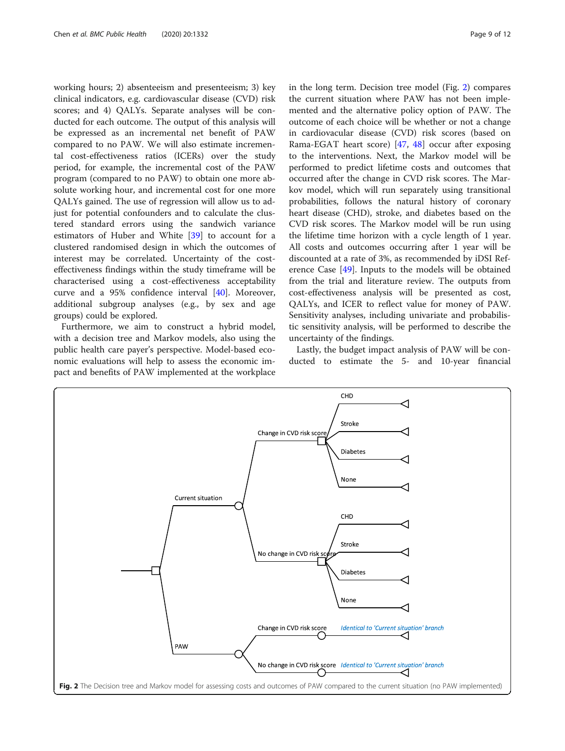working hours; 2) absenteeism and presenteeism; 3) key clinical indicators, e.g. cardiovascular disease (CVD) risk scores; and 4) QALYs. Separate analyses will be conducted for each outcome. The output of this analysis will be expressed as an incremental net benefit of PAW compared to no PAW. We will also estimate incremental cost-effectiveness ratios (ICERs) over the study period, for example, the incremental cost of the PAW program (compared to no PAW) to obtain one more absolute working hour, and incremental cost for one more QALYs gained. The use of regression will allow us to adjust for potential confounders and to calculate the clustered standard errors using the sandwich variance estimators of Huber and White [39] to account for a clustered randomised design in which the outcomes of interest may be correlated. Uncertainty of the cost-effectiveness findings within the study timeframe will be characterised using a cost-effectiveness acceptability curve and a 95% confidence interval [40]. Moreover, additional subgroup analyses (e.g., by sex and age groups) could be explored.

Furthermore, we aim to construct a hybrid model, with a decision tree and Markov models, also using the public health care payer's perspective. Model-based economic evaluations will help to assess the economic impact and benefits of PAW implemented at the workplace in the long term. Decision tree model (Fig. 2) compares the current situation where PAW has not been implemented and the alternative policy option of PAW. The outcome of each choice will be whether or not a change in cardiovascular disease (CVD) risk scores (based on Rama-EGAT heart score) [47, 48] occur after exposing to the interventions. Next, the Markov model will be performed to predict lifetime costs and outcomes that occurred after the change in CVD risk scores. The Markov model, which will run separately using transitional probabilities, follows the natural history of coronary heart disease (CHD), stroke, and diabetes based on the CVD risk scores. The Markov model will be run using the lifetime time horizon with a cycle length of 1 year. All costs and outcomes occurring after 1 year will be discounted at a rate of 3%, as recommended by iDSI Reference Case [49]. Inputs to the models will be obtained from the trial and literature review. The outputs from cost-effectiveness analysis will be presented as cost, QALYs, and ICER to reflect value for money of PAW. Sensitivity analyses, including univariate and probabilistic sensitivity analysis, will be performed to describe the uncertainty of the findings.

Lastly, the budget impact analysis of PAW will be conducted to estimate the 5- and 10-year financial

**Fig. 2** The Decision tree and Markov model for assessing costs and outcomes of PAW compared to the current situation (no PAW implemented)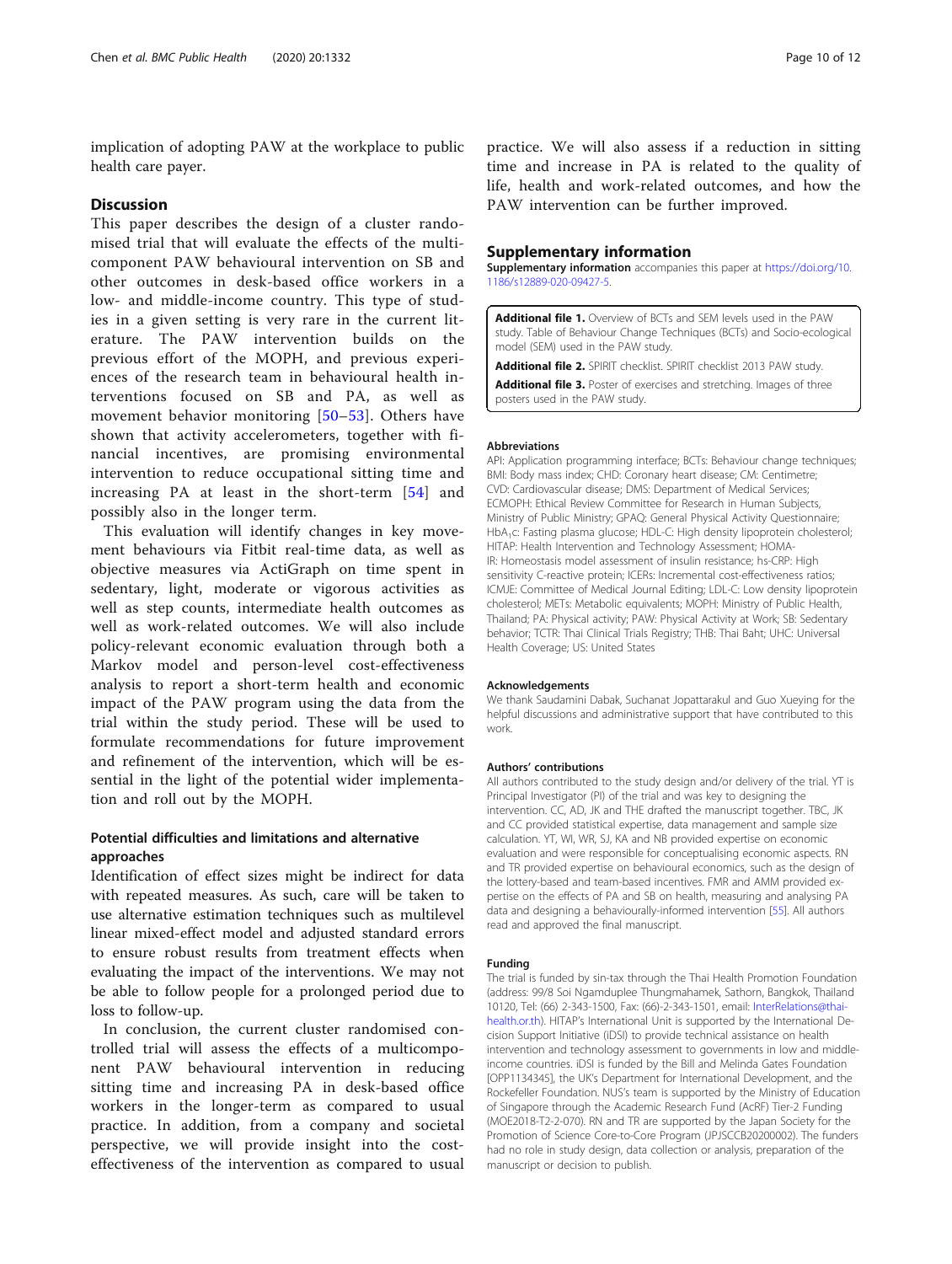implication of adopting PAW at the workplace to public health care payer.

## Discussion

This paper describes the design of a cluster randomised trial that will evaluate the effects of the multi-component PAW behavioural intervention on SB and other outcomes in desk-based office workers in a low- and middle-income country. This type of studies in a given setting is very rare in the current literature. The PAW intervention builds on the previous effort of the MOPH, and previous experiences of the research team in behavioural health interventions focused on SB and PA, as well as movement behavior monitoring [50–53]. Others have shown that activity accelerometers, together with financial incentives, are promising environmental intervention to reduce occupational sitting time and increasing PA at least in the short-term [54] and possibly also in the longer term.

This evaluation will identify changes in key movement behaviours via Fitbit real-time data, as well as objective measures via ActiGraph on time spent in sedentary, light, moderate or vigorous activities as well as step counts, intermediate health outcomes as well as work-related outcomes. We will also include policy-relevant economic evaluation through both a Markov model and person-level cost-effectiveness analysis to report a short-term health and economic impact of the PAW program using the data from the trial within the study period. These will be used to formulate recommendations for future improvement and refinement of the intervention, which will be essential in the light of the potential wider implementation and roll out by the MOPH.

### Potential difficulties and limitations and alternative approaches

Identification of effect sizes might be indirect for data with repeated measures. As such, care will be taken to use alternative estimation techniques such as multilevel linear mixed-effect model and adjusted standard errors to ensure robust results from treatment effects when evaluating the impact of the interventions. We may not be able to follow people for a prolonged period due to loss to follow-up.

In conclusion, the current cluster randomised controlled trial will assess the effects of a multicomponent PAW behavioural intervention in reducing sitting time and increasing PA in desk-based office workers in the longer-term as compared to usual practice. In addition, from a company and societal perspective, we will provide insight into the cost-effectiveness of the intervention as compared to usual practice. We will also assess if a reduction in sitting time and increase in PA is related to the quality of life, health and work-related outcomes, and how the PAW intervention can be further improved.

## Supplementary information

**Supplementary information** accompanies this paper at https://doi.org/10.1186/s12889-020-09427-5.

**Additional file 1.** Overview of BCTs and SEM levels used in the PAW study. Table of Behaviour Change Techniques (BCTs) and Socio-ecological model (SEM) used in the PAW study.

**Additional file 2.** SPIRIT checklist. SPIRIT checklist 2013 PAW study.

**Additional file 3.** Poster of exercises and stretching. Images of three posters used in the PAW study.

#### Abbreviations

API: Application programming interface; BCTs: Behaviour change techniques; BMI: Body mass index; CHD: Coronary heart disease; CM: Centimetre; CVD: Cardiovascular disease; DMS: Department of Medical Services; ECMOPH: Ethical Review Committee for Research in Human Subjects, Ministry of Public Ministry; GPAQ: General Physical Activity Questionnaire; $HbA_1c$: Fasting plasma glucose; HDL-C: High density lipoprotein cholesterol; HITAP: Health Intervention and Technology Assessment; HOMA-IR: Homeostasis model assessment of insulin resistance; hs-CRP: High sensitivity C-reactive protein; ICERs: Incremental cost-effectiveness ratios; ICMJE: Committee of Medical Journal Editing; LDL-C: Low density lipoprotein cholesterol; METs: Metabolic equivalents; MOPH: Ministry of Public Health, Thailand; PA: Physical activity; PAW: Physical Activity at Work; SB: Sedentary behavior; TCTR: Thai Clinical Trials Registry; THB: Thai Baht; UHC: Universal Health Coverage; US: United States

#### Acknowledgements

We thank Saudamini Dabak, Suchanat Jopattarakul and Guo Xueying for the helpful discussions and administrative support that have contributed to this work.

#### Authors' contributions

All authors contributed to the study design and/or delivery of the trial. YT is Principal Investigator (PI) of the trial and was key to designing the intervention. CC, AD, JK and THE drafted the manuscript together. TBC, JK and CC provided statistical expertise, data management and sample size calculation. YT, WI, WR, SJ, KA and NB provided expertise on economic evaluation and were responsible for conceptualising economic aspects. RN and TR provided expertise on behavioural economics, such as the design of the lottery-based and team-based incentives. FMR and AMM provided expertise on the effects of PA and SB on health, measuring and analysing PA data and designing a behaviourally-informed intervention [55]. All authors read and approved the final manuscript.

#### Funding

The trial is funded by sin-tax through the Thai Health Promotion Foundation (address: 99/8 Soi Ngamduplee Thungmahamek, Sathorn, Bangkok, Thailand 10120, Tel: (66) 2-343-1500, Fax: (66)-2-343-1501, email: InterRelations@thaihealth.or.th). HITAP's International Unit is supported by the International Decision Support Initiative (iDSI) to provide technical assistance on health intervention and technology assessment to governments in low and middle-income countries. iDSI is funded by the Bill and Melinda Gates Foundation [OPP1134345], the UK's Department for International Development, and the Rockefeller Foundation. NUS's team is supported by the Ministry of Education of Singapore through the Academic Research Fund (AcRF) Tier-2 Funding (MOE2018-T2-2-070). RN and TR are supported by the Japan Society for the Promotion of Science Core-to-Core Program (JPJSCCB20200002). The funders had no role in study design, data collection or analysis, preparation of the manuscript or decision to publish.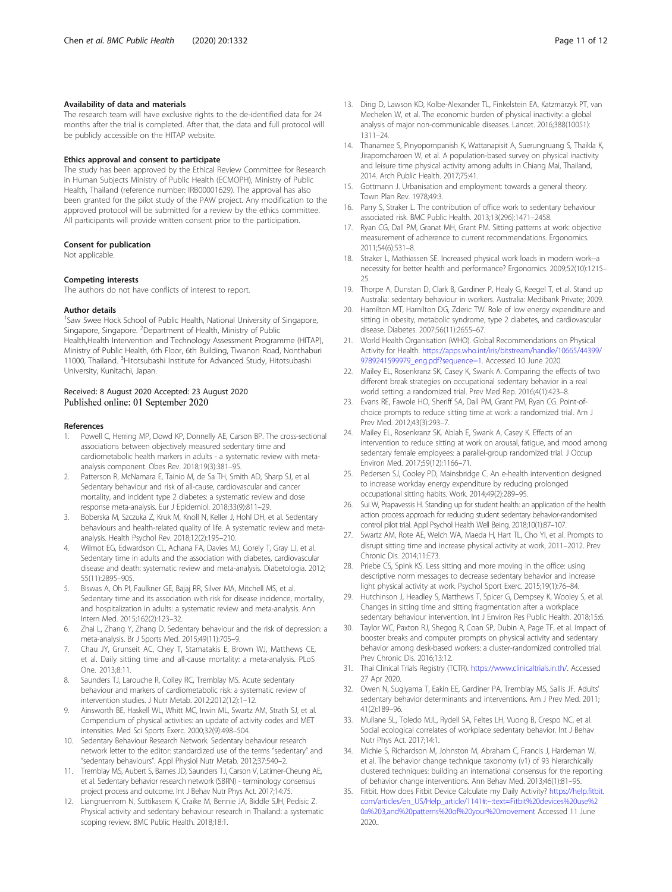### Availability of data and materials

The research team will have exclusive rights to the de-identified data for 24 months after the trial is completed. After that, the data and full protocol will be publicly accessible on the HITAP website.

### Ethics approval and consent to participate

The study has been approved by the Ethical Review Committee for Research in Human Subjects Ministry of Public Health (ECMOPH), Ministry of Public Health, Thailand (reference number: IRB00001629). The approval has also been granted for the pilot study of the PAW project. Any modification to the approved protocol will be submitted for a review by the ethics committee. All participants will provide written consent prior to the participation.

### Consent for publication

Not applicable.

### Competing interests

The authors do not have conflicts of interest to report.

### Author details

[1]Saw Swee Hock School of Public Health, National University of Singapore, Singapore, Singapore. [2]Department of Health, Ministry of Public Health,Health Intervention and Technology Assessment Programme (HITAP), Ministry of Public Health, 6th Floor, 6th Building, Tiwanon Road, Nonthaburi 11000, Thailand. [3]Hitotsubashi Institute for Advanced Study, Hitotsubashi University, Kunitachi, Japan.

Received: 8 August 2020 Accepted: 23 August 2020
Published online: 01 September 2020

### References

1. Powell C, Herring MP, Dowd KP, Donnelly AE, Carson BP. The cross-sectional associations between objectively measured sedentary time and cardiometabolic health markers in adults - a systematic review with meta-analysis component. Obes Rev. 2018;19(3):381–95.
2. Patterson R, McNamara E, Tainio M, de Sa TH, Smith AD, Sharp SJ, et al. Sedentary behaviour and risk of all-cause, cardiovascular and cancer mortality, and incident type 2 diabetes: a systematic review and dose response meta-analysis. Eur J Epidemiol. 2018;33(9):811–29.
3. Boberska M, Szczuka Z, Kruk M, Knoll N, Keller J, Hohl DH, et al. Sedentary behaviours and health-related quality of life. A systematic review and meta-analysis. Health Psychol Rev. 2018;12(2):195–210.
4. Wilmot EG, Edwardson CL, Achana FA, Davies MJ, Gorely T, Gray LJ, et al. Sedentary time in adults and the association with diabetes, cardiovascular disease and death: systematic review and meta-analysis. Diabetologia. 2012; 55(11):2895–905.
5. Biswas A, Oh PI, Faulkner GE, Bajaj RR, Silver MA, Mitchell MS, et al. Sedentary time and its association with risk for disease incidence, mortality, and hospitalization in adults: a systematic review and meta-analysis. Ann Intern Med. 2015;162(2):123–32.
6. Zhai L, Zhang Y, Zhang D. Sedentary behaviour and the risk of depression: a meta-analysis. Br J Sports Med. 2015;49(11):705–9.
7. Chau JY, Grunseit AC, Chey T, Stamatakis E, Brown WJ, Matthews CE, et al. Daily sitting time and all-cause mortality: a meta-analysis. PLoS One. 2013;8:11.
8. Saunders TJ, Larouche R, Colley RC, Tremblay MS. Acute sedentary behaviour and markers of cardiometabolic risk: a systematic review of intervention studies. J Nutr Metab. 2012;2012(12):1–12.
9. Ainsworth BE, Haskell WL, Whitt MC, Irwin ML, Swartz AM, Strath SJ, et al. Compendium of physical activities: an update of activity codes and MET intensities. Med Sci Sports Exerc. 2000;32(9):498–504.
10. Sedentary Behaviour Research Network. Sedentary behaviour research network letter to the editor: standardized use of the terms "sedentary" and "sedentary behaviours". Appl Physiol Nutr Metab. 2012;37:540–2.
11. Tremblay MS, Aubert S, Barnes JD, Saunders TJ, Carson V, Latimer-Cheung AE, et al. Sedentary behavior research network (SBRN) - terminology consensus project process and outcome. Int J Behav Nutr Phys Act. 2017;14:75.
12. Liangruenrom N, Suttikasem K, Craike M, Bennie JA, Biddle SJH, Pedisic Z. Physical activity and sedentary behaviour research in Thailand: a systematic scoping review. BMC Public Health. 2018;18:1.
13. Ding D, Lawson KD, Kolbe-Alexander TL, Finkelstein EA, Katzmarzyk PT, van Mechelen W, et al. The economic burden of physical inactivity: a global analysis of major non-communicable diseases. Lancet. 2016;388(10051): 1311–24.
14. Thanamee S, Pinyopornpanish K, Wattanapisit A, Suerungruang S, Thaikla K, Jiraporncharoen W, et al. A population-based survey on physical inactivity and leisure time physical activity among adults in Chiang Mai, Thailand, 2014. Arch Public Health. 2017;75:41.
15. Gottmann J. Urbanisation and employment: towards a general theory. Town Plan Rev. 1978;49:3.
16. Parry S, Straker L. The contribution of office work to sedentary behaviour associated risk. BMC Public Health. 2013;13(296):1471–2458.
17. Ryan CG, Dall PM, Granat MH, Grant PM. Sitting patterns at work: objective measurement of adherence to current recommendations. Ergonomics. 2011;54(6):531–8.
18. Straker L, Mathiassen SE. Increased physical work loads in modern work--a necessity for better health and performance? Ergonomics. 2009;52(10):1215–25.
19. Thorpe A, Dunstan D, Clark B, Gardiner P, Healy G, Keegel T, et al. Stand up Australia: sedentary behaviour in workers. Australia: Medibank Private; 2009.
20. Hamilton MT, Hamilton DG, Zderic TW. Role of low energy expenditure and sitting in obesity, metabolic syndrome, type 2 diabetes, and cardiovascular disease. Diabetes. 2007;56(11):2655–67.
21. World Health Organisation (WHO). Global Recommendations on Physical Activity for Health. https://apps.who.int/iris/bitstream/handle/10665/44399/9789241599979_eng.pdf?sequence=1. Accessed 10 June 2020.
22. Mailey EL, Rosenkranz SK, Casey K, Swank A. Comparing the effects of two different break strategies on occupational sedentary behavior in a real world setting: a randomized trial. Prev Med Rep. 2016;4(1):423–8.
23. Evans RE, Fawole HO, Sheriff SA, Dall PM, Grant PM, Ryan CG. Point-of-choice prompts to reduce sitting time at work: a randomized trial. Am J Prev Med. 2012;43(3):293–7.
24. Mailey EL, Rosenkranz SK, Ablah E, Swank A, Casey K. Effects of an intervention to reduce sitting at work on arousal, fatigue, and mood among sedentary female employees: a parallel-group randomized trial. J Occup Environ Med. 2017;59(12):1166–71.
25. Pedersen SJ, Cooley PD, Mainsbridge C. An e-health intervention designed to increase workday energy expenditure by reducing prolonged occupational sitting habits. Work. 2014;49(2):289–95.
26. Sui W, Prapavessis H. Standing up for student health: an application of the health action process approach for reducing student sedentary behavior-randomised control pilot trial. Appl Psychol Health Well Being. 2018;10(1):87–107.
27. Swartz AM, Rote AE, Welch WA, Maeda H, Hart TL, Cho YI, et al. Prompts to disrupt sitting time and increase physical activity at work, 2011–2012. Prev Chronic Dis. 2014;11:E73.
28. Priebe CS, Spink KS. Less sitting and more moving in the office: using descriptive norm messages to decrease sedentary behavior and increase light physical activity at work. Psychol Sport Exerc. 2015;19(1):76–84.
29. Hutchinson J, Headley S, Matthews T, Spicer G, Dempsey K, Wooley S, et al. Changes in sitting time and sitting fragmentation after a workplace sedentary behaviour intervention. Int J Environ Res Public Health. 2018;15:6.
30. Taylor WC, Paxton RJ, Shegog R, Coan SP, Dubin A, Page TF, et al. Impact of booster breaks and computer prompts on physical activity and sedentary behavior among desk-based workers: a cluster-randomized controlled trial. Prev Chronic Dis. 2016;13:12.
31. Thai Clinical Trials Registry (TCTR). https://www.clinicaltrials.in.th/. Accessed 27 Apr 2020.
32. Owen N, Sugiyama T, Eakin EE, Gardiner PA, Tremblay MS, Sallis JF. Adults' sedentary behavior determinants and interventions. Am J Prev Med. 2011; 41(2):189–96.
33. Mullane SL, Toledo MJL, Rydell SA, Feltes LH, Vuong B, Crespo NC, et al. Social ecological correlates of workplace sedentary behavior. Int J Behav Nutr Phys Act. 2017;14:1.
34. Michie S, Richardson M, Johnston M, Abraham C, Francis J, Hardeman W, et al. The behavior change technique taxonomy (v1) of 93 hierarchically clustered techniques: building an international consensus for the reporting of behavior change interventions. Ann Behav Med. 2013;46(1):81–95.
35. Fitbit. How does Fitbit Device Calculate my Daily Activity? https://help.fitbit.com/articles/en_US/Help_article/1141#:~:text=Fitbit%20devices%20use%20a%203,and%20patterns%20of%20your%20movement Accessed 11 June 2020..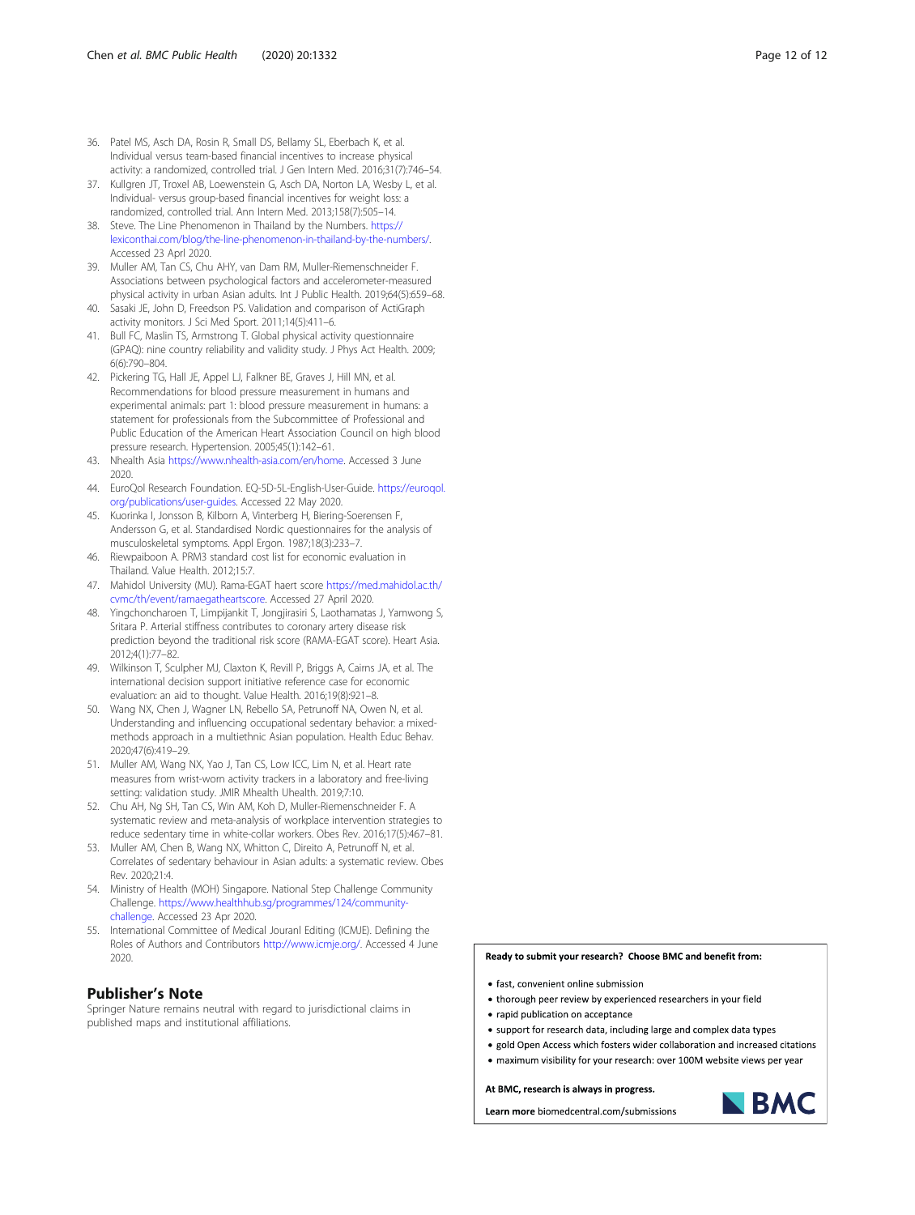36. Patel MS, Asch DA, Rosin R, Small DS, Bellamy SL, Eberbach K, et al. Individual versus team-based financial incentives to increase physical activity: a randomized, controlled trial. J Gen Intern Med. 2016;31(7):746–54.
37. Kullgren JT, Troxel AB, Loewenstein G, Asch DA, Norton LA, Wesby L, et al. Individual- versus group-based financial incentives for weight loss: a randomized, controlled trial. Ann Intern Med. 2013;158(7):505–14.
38. Steve. The Line Phenomenon in Thailand by the Numbers. https://lexiconthai.com/blog/the-line-phenomenon-in-thailand-by-the-numbers/. Accessed 23 Aprl 2020.
39. Muller AM, Tan CS, Chu AHY, van Dam RM, Muller-Riemenschneider F. Associations between psychological factors and accelerometer-measured physical activity in urban Asian adults. Int J Public Health. 2019;64(5):659–68.
40. Sasaki JE, John D, Freedson PS. Validation and comparison of ActiGraph activity monitors. J Sci Med Sport. 2011;14(5):411–6.
41. Bull FC, Maslin TS, Armstrong T. Global physical activity questionnaire (GPAQ): nine country reliability and validity study. J Phys Act Health. 2009;6(6):790–804.
42. Pickering TG, Hall JE, Appel LJ, Falkner BE, Graves J, Hill MN, et al. Recommendations for blood pressure measurement in humans and experimental animals: part 1: blood pressure measurement in humans: a statement for professionals from the Subcommittee of Professional and Public Education of the American Heart Association Council on high blood pressure research. Hypertension. 2005;45(1):142–61.
43. Nhealth Asia https://www.nhealth-asia.com/en/home. Accessed 3 June 2020.
44. EuroQol Research Foundation. EQ-5D-5L-English-User-Guide. https://euroqol.org/publications/user-guides. Accessed 22 May 2020.
45. Kuorinka I, Jonsson B, Kilborn A, Vinterberg H, Biering-Soerensen F, Andersson G, et al. Standardised Nordic questionnaires for the analysis of musculoskeletal symptoms. Appl Ergon. 1987;18(3):233–7.
46. Riewpaiboon A. PRM3 standard cost list for economic evaluation in Thailand. Value Health. 2012;15:7.
47. Mahidol University (MU). Rama-EGAT haert score https://med.mahidol.ac.th/cvmc/th/event/ramaegatheartscore. Accessed 27 April 2020.
48. Yingchoncharoen T, Limpijankit T, Jongjirasiri S, Laothamatas J, Yamwong S, Sritara P. Arterial stiffness contributes to coronary artery disease risk prediction beyond the traditional risk score (RAMA-EGAT score). Heart Asia. 2012;4(1):77–82.
49. Wilkinson T, Sculpher MJ, Claxton K, Revill P, Briggs A, Cairns JA, et al. The international decision support initiative reference case for economic evaluation: an aid to thought. Value Health. 2016;19(8):921–8.
50. Wang NX, Chen J, Wagner LN, Rebello SA, Petrunoff NA, Owen N, et al. Understanding and influencing occupational sedentary behavior: a mixed-methods approach in a multiethnic Asian population. Health Educ Behav. 2020;47(6):419–29.
51. Muller AM, Wang NX, Yao J, Tan CS, Low ICC, Lim N, et al. Heart rate measures from wrist-worn activity trackers in a laboratory and free-living setting: validation study. JMIR Mhealth Uhealth. 2019;7:10.
52. Chu AH, Ng SH, Tan CS, Win AM, Koh D, Muller-Riemenschneider F. A systematic review and meta-analysis of workplace intervention strategies to reduce sedentary time in white-collar workers. Obes Rev. 2016;17(5):467–81.
53. Muller AM, Chen B, Wang NX, Whitton C, Direito A, Petrunoff N, et al. Correlates of sedentary behaviour in Asian adults: a systematic review. Obes Rev. 2020;21:4.
54. Ministry of Health (MOH) Singapore. National Step Challenge Community Challenge. https://www.healthhub.sg/programmes/124/community-challenge. Accessed 23 Apr 2020.
55. International Committee of Medical Jouranl Editing (ICMJE). Defining the Roles of Authors and Contributors http://www.icmje.org/. Accessed 4 June 2020.

## Publisher's Note

Springer Nature remains neutral with regard to jurisdictional claims in published maps and institutional affiliations.

**Ready to submit your research? Choose BMC and benefit from:**

- fast, convenient online submission
- thorough peer review by experienced researchers in your field
- rapid publication on acceptance
- support for research data, including large and complex data types
- gold Open Access which fosters wider collaboration and increased citations
- maximum visibility for your research: over 100M website views per year

**At BMC, research is always in progress.**

**Learn more** biomedcentral.com/submissions

BMC